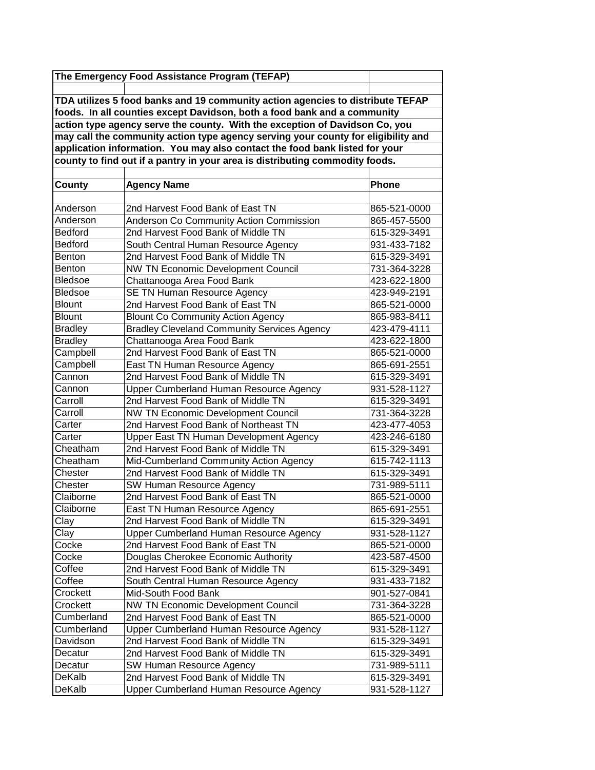**The Emergency Food Assistance Program (TEFAP)**

**TDA utilizes 5 food banks and 19 community action agencies to distribute TEFAP foods. In all counties except Davidson, both a food bank and a community action type agency serve the county. With the exception of Davidson Co, you may call the community action type agency serving your county for eligibility and application information. You may also contact the food bank listed for your county to find out if a pantry in your area is distributing commodity foods.**

| County | Agency Name | Phone |
|---|---|---|
| Anderson | 2nd Harvest Food Bank of East TN | 865-521-0000 |
| Anderson | Anderson Co Community Action Commission | 865-457-5500 |
| Bedford | 2nd Harvest Food Bank of Middle TN | 615-329-3491 |
| Bedford | South Central Human Resource Agency | 931-433-7182 |
| Benton | 2nd Harvest Food Bank of Middle TN | 615-329-3491 |
| Benton | NW TN Economic Development Council | 731-364-3228 |
| Bledsoe | Chattanooga Area Food Bank | 423-622-1800 |
| Bledsoe | SE TN Human Resource Agency | 423-949-2191 |
| Blount | 2nd Harvest Food Bank of East TN | 865-521-0000 |
| Blount | Blount Co Community Action Agency | 865-983-8411 |
| Bradley | Bradley Cleveland Community Services Agency | 423-479-4111 |
| Bradley | Chattanooga Area Food Bank | 423-622-1800 |
| Campbell | 2nd Harvest Food Bank of East TN | 865-521-0000 |
| Campbell | East TN Human Resource Agency | 865-691-2551 |
| Cannon | 2nd Harvest Food Bank of Middle TN | 615-329-3491 |
| Cannon | Upper Cumberland Human Resource Agency | 931-528-1127 |
| Carroll | 2nd Harvest Food Bank of Middle TN | 615-329-3491 |
| Carroll | NW TN Economic Development Council | 731-364-3228 |
| Carter | 2nd Harvest Food Bank of Northeast TN | 423-477-4053 |
| Carter | Upper East TN Human Development Agency | 423-246-6180 |
| Cheatham | 2nd Harvest Food Bank of Middle TN | 615-329-3491 |
| Cheatham | Mid-Cumberland Community Action Agency | 615-742-1113 |
| Chester | 2nd Harvest Food Bank of Middle TN | 615-329-3491 |
| Chester | SW Human Resource Agency | 731-989-5111 |
| Claiborne | 2nd Harvest Food Bank of East TN | 865-521-0000 |
| Claiborne | East TN Human Resource Agency | 865-691-2551 |
| Clay | 2nd Harvest Food Bank of Middle TN | 615-329-3491 |
| Clay | Upper Cumberland Human Resource Agency | 931-528-1127 |
| Cocke | 2nd Harvest Food Bank of East TN | 865-521-0000 |
| Cocke | Douglas Cherokee Economic Authority | 423-587-4500 |
| Coffee | 2nd Harvest Food Bank of Middle TN | 615-329-3491 |
| Coffee | South Central Human Resource Agency | 931-433-7182 |
| Crockett | Mid-South Food Bank | 901-527-0841 |
| Crockett | NW TN Economic Development Council | 731-364-3228 |
| Cumberland | 2nd Harvest Food Bank of East TN | 865-521-0000 |
| Cumberland | Upper Cumberland Human Resource Agency | 931-528-1127 |
| Davidson | 2nd Harvest Food Bank of Middle TN | 615-329-3491 |
| Decatur | 2nd Harvest Food Bank of Middle TN | 615-329-3491 |
| Decatur | SW Human Resource Agency | 731-989-5111 |
| DeKalb | 2nd Harvest Food Bank of Middle TN | 615-329-3491 |
| DeKalb | Upper Cumberland Human Resource Agency | 931-528-1127 |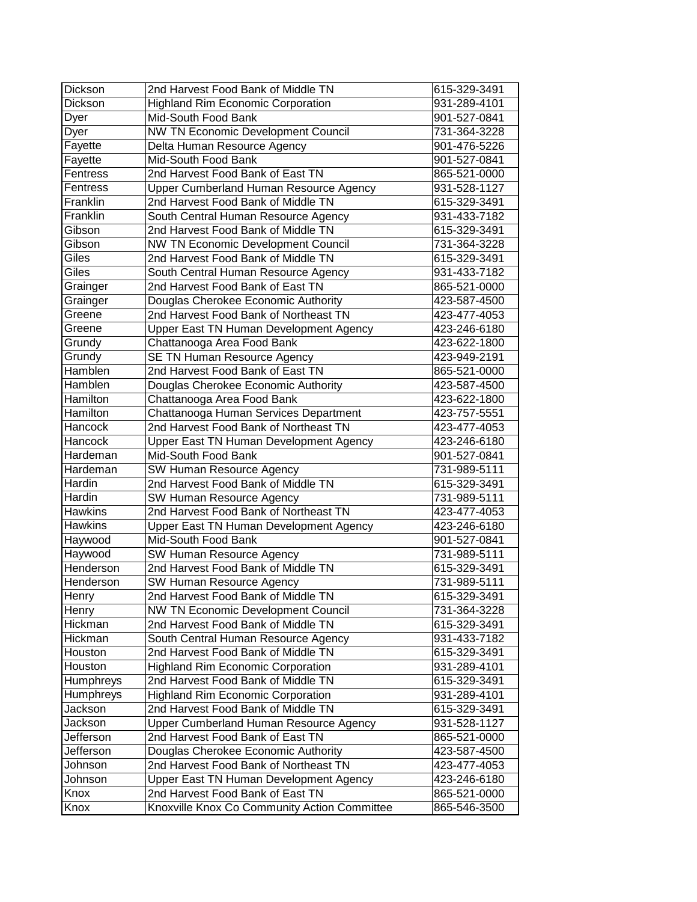| Dickson | 2nd Harvest Food Bank of Middle TN | 615-329-3491 |
|---|---|---|
| Dickson | Highland Rim Economic Corporation | 931-289-4101 |
| Dyer | Mid-South Food Bank | 901-527-0841 |
| Dyer | NW TN Economic Development Council | 731-364-3228 |
| Fayette | Delta Human Resource Agency | 901-476-5226 |
| Fayette | Mid-South Food Bank | 901-527-0841 |
| Fentress | 2nd Harvest Food Bank of East TN | 865-521-0000 |
| Fentress | Upper Cumberland Human Resource Agency | 931-528-1127 |
| Franklin | 2nd Harvest Food Bank of Middle TN | 615-329-3491 |
| Franklin | South Central Human Resource Agency | 931-433-7182 |
| Gibson | 2nd Harvest Food Bank of Middle TN | 615-329-3491 |
| Gibson | NW TN Economic Development Council | 731-364-3228 |
| Giles | 2nd Harvest Food Bank of Middle TN | 615-329-3491 |
| Giles | South Central Human Resource Agency | 931-433-7182 |
| Grainger | 2nd Harvest Food Bank of East TN | 865-521-0000 |
| Grainger | Douglas Cherokee Economic Authority | 423-587-4500 |
| Greene | 2nd Harvest Food Bank of Northeast TN | 423-477-4053 |
| Greene | Upper East TN Human Development Agency | 423-246-6180 |
| Grundy | Chattanooga Area Food Bank | 423-622-1800 |
| Grundy | SE TN Human Resource Agency | 423-949-2191 |
| Hamblen | 2nd Harvest Food Bank of East TN | 865-521-0000 |
| Hamblen | Douglas Cherokee Economic Authority | 423-587-4500 |
| Hamilton | Chattanooga Area Food Bank | 423-622-1800 |
| Hamilton | Chattanooga Human Services Department | 423-757-5551 |
| Hancock | 2nd Harvest Food Bank of Northeast TN | 423-477-4053 |
| Hancock | Upper East TN Human Development Agency | 423-246-6180 |
| Hardeman | Mid-South Food Bank | 901-527-0841 |
| Hardeman | SW Human Resource Agency | 731-989-5111 |
| Hardin | 2nd Harvest Food Bank of Middle TN | 615-329-3491 |
| Hardin | SW Human Resource Agency | 731-989-5111 |
| Hawkins | 2nd Harvest Food Bank of Northeast TN | 423-477-4053 |
| Hawkins | Upper East TN Human Development Agency | 423-246-6180 |
| Haywood | Mid-South Food Bank | 901-527-0841 |
| Haywood | SW Human Resource Agency | 731-989-5111 |
| Henderson | 2nd Harvest Food Bank of Middle TN | 615-329-3491 |
| Henderson | SW Human Resource Agency | 731-989-5111 |
| Henry | 2nd Harvest Food Bank of Middle TN | 615-329-3491 |
| Henry | NW TN Economic Development Council | 731-364-3228 |
| Hickman | 2nd Harvest Food Bank of Middle TN | 615-329-3491 |
| Hickman | South Central Human Resource Agency | 931-433-7182 |
| Houston | 2nd Harvest Food Bank of Middle TN | 615-329-3491 |
| Houston | Highland Rim Economic Corporation | 931-289-4101 |
| Humphreys | 2nd Harvest Food Bank of Middle TN | 615-329-3491 |
| Humphreys | Highland Rim Economic Corporation | 931-289-4101 |
| Jackson | 2nd Harvest Food Bank of Middle TN | 615-329-3491 |
| Jackson | Upper Cumberland Human Resource Agency | 931-528-1127 |
| Jefferson | 2nd Harvest Food Bank of East TN | 865-521-0000 |
| Jefferson | Douglas Cherokee Economic Authority | 423-587-4500 |
| Johnson | 2nd Harvest Food Bank of Northeast TN | 423-477-4053 |
| Johnson | Upper East TN Human Development Agency | 423-246-6180 |
| Knox | 2nd Harvest Food Bank of East TN | 865-521-0000 |
| Knox | Knoxville Knox Co Community Action Committee | 865-546-3500 |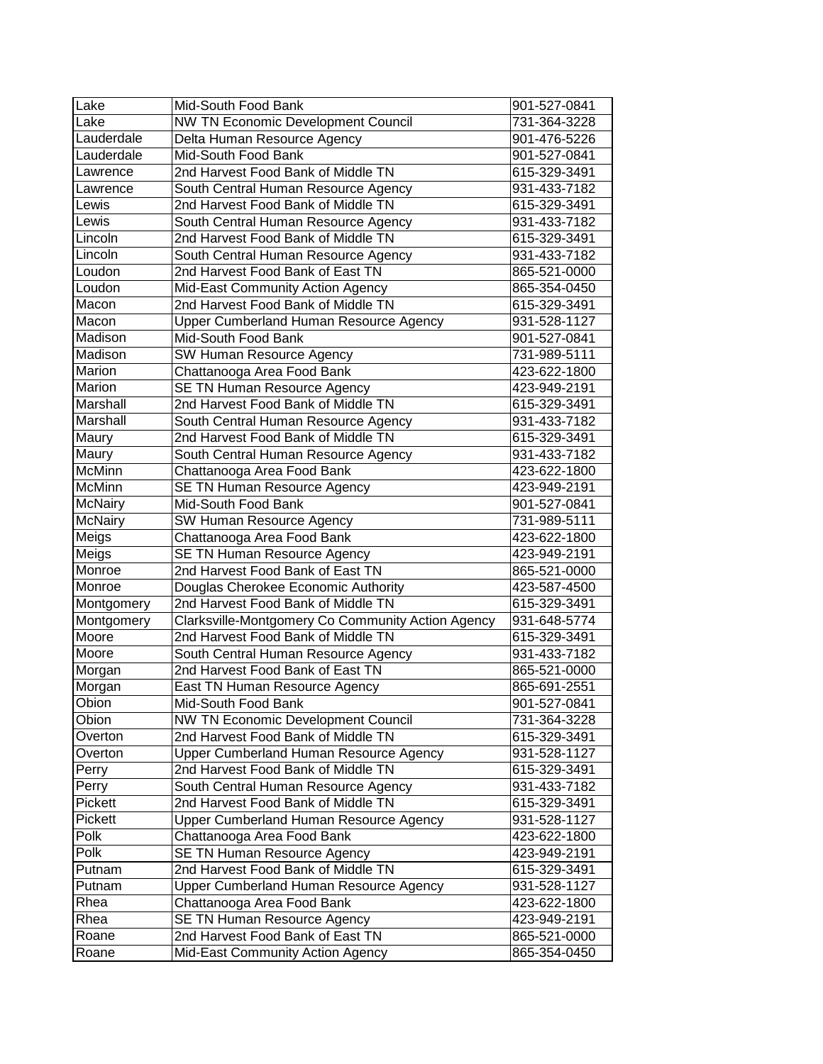| Lake | Mid-South Food Bank | 901-527-0841 |
|---|---|---|
| Lake | NW TN Economic Development Council | 731-364-3228 |
| Lauderdale | Delta Human Resource Agency | 901-476-5226 |
| Lauderdale | Mid-South Food Bank | 901-527-0841 |
| Lawrence | 2nd Harvest Food Bank of Middle TN | 615-329-3491 |
| Lawrence | South Central Human Resource Agency | 931-433-7182 |
| Lewis | 2nd Harvest Food Bank of Middle TN | 615-329-3491 |
| Lewis | South Central Human Resource Agency | 931-433-7182 |
| Lincoln | 2nd Harvest Food Bank of Middle TN | 615-329-3491 |
| Lincoln | South Central Human Resource Agency | 931-433-7182 |
| Loudon | 2nd Harvest Food Bank of East TN | 865-521-0000 |
| Loudon | Mid-East Community Action Agency | 865-354-0450 |
| Macon | 2nd Harvest Food Bank of Middle TN | 615-329-3491 |
| Macon | Upper Cumberland Human Resource Agency | 931-528-1127 |
| Madison | Mid-South Food Bank | 901-527-0841 |
| Madison | SW Human Resource Agency | 731-989-5111 |
| Marion | Chattanooga Area Food Bank | 423-622-1800 |
| Marion | SE TN Human Resource Agency | 423-949-2191 |
| Marshall | 2nd Harvest Food Bank of Middle TN | 615-329-3491 |
| Marshall | South Central Human Resource Agency | 931-433-7182 |
| Maury | 2nd Harvest Food Bank of Middle TN | 615-329-3491 |
| Maury | South Central Human Resource Agency | 931-433-7182 |
| McMinn | Chattanooga Area Food Bank | 423-622-1800 |
| McMinn | SE TN Human Resource Agency | 423-949-2191 |
| McNairy | Mid-South Food Bank | 901-527-0841 |
| McNairy | SW Human Resource Agency | 731-989-5111 |
| Meigs | Chattanooga Area Food Bank | 423-622-1800 |
| Meigs | SE TN Human Resource Agency | 423-949-2191 |
| Monroe | 2nd Harvest Food Bank of East TN | 865-521-0000 |
| Monroe | Douglas Cherokee Economic Authority | 423-587-4500 |
| Montgomery | 2nd Harvest Food Bank of Middle TN | 615-329-3491 |
| Montgomery | Clarksville-Montgomery Co Community Action Agency | 931-648-5774 |
| Moore | 2nd Harvest Food Bank of Middle TN | 615-329-3491 |
| Moore | South Central Human Resource Agency | 931-433-7182 |
| Morgan | 2nd Harvest Food Bank of East TN | 865-521-0000 |
| Morgan | East TN Human Resource Agency | 865-691-2551 |
| Obion | Mid-South Food Bank | 901-527-0841 |
| Obion | NW TN Economic Development Council | 731-364-3228 |
| Overton | 2nd Harvest Food Bank of Middle TN | 615-329-3491 |
| Overton | Upper Cumberland Human Resource Agency | 931-528-1127 |
| Perry | 2nd Harvest Food Bank of Middle TN | 615-329-3491 |
| Perry | South Central Human Resource Agency | 931-433-7182 |
| Pickett | 2nd Harvest Food Bank of Middle TN | 615-329-3491 |
| Pickett | Upper Cumberland Human Resource Agency | 931-528-1127 |
| Polk | Chattanooga Area Food Bank | 423-622-1800 |
| Polk | SE TN Human Resource Agency | 423-949-2191 |
| Putnam | 2nd Harvest Food Bank of Middle TN | 615-329-3491 |
| Putnam | Upper Cumberland Human Resource Agency | 931-528-1127 |
| Rhea | Chattanooga Area Food Bank | 423-622-1800 |
| Rhea | SE TN Human Resource Agency | 423-949-2191 |
| Roane | 2nd Harvest Food Bank of East TN | 865-521-0000 |
| Roane | Mid-East Community Action Agency | 865-354-0450 |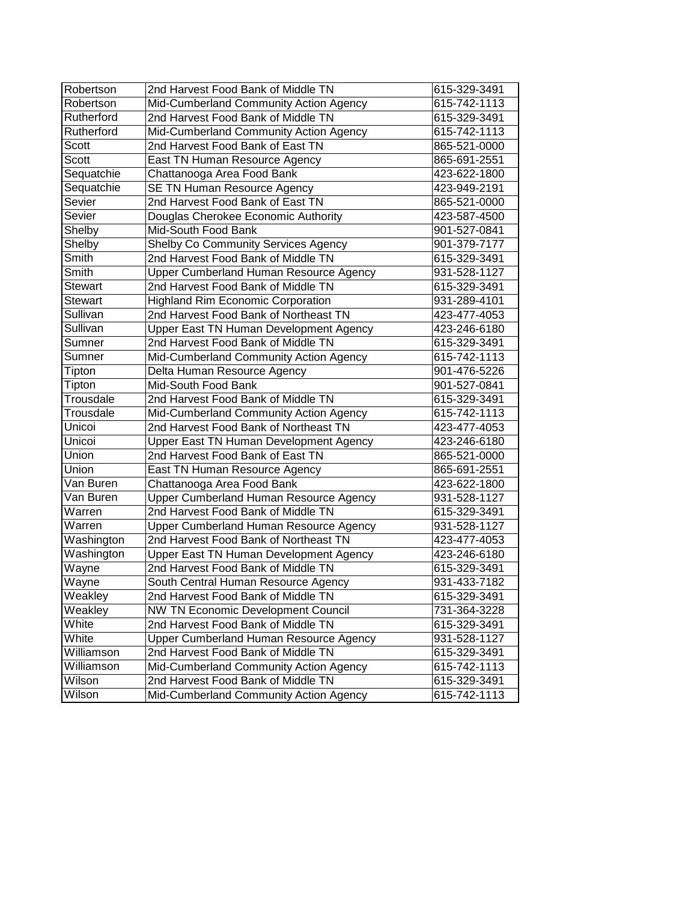| | | |
|---|---|---|
| Robertson | 2nd Harvest Food Bank of Middle TN | 615-329-3491 |
| Robertson | Mid-Cumberland Community Action Agency | 615-742-1113 |
| Rutherford | 2nd Harvest Food Bank of Middle TN | 615-329-3491 |
| Rutherford | Mid-Cumberland Community Action Agency | 615-742-1113 |
| Scott | 2nd Harvest Food Bank of East TN | 865-521-0000 |
| Scott | East TN Human Resource Agency | 865-691-2551 |
| Sequatchie | Chattanooga Area Food Bank | 423-622-1800 |
| Sequatchie | SE TN Human Resource Agency | 423-949-2191 |
| Sevier | 2nd Harvest Food Bank of East TN | 865-521-0000 |
| Sevier | Douglas Cherokee Economic Authority | 423-587-4500 |
| Shelby | Mid-South Food Bank | 901-527-0841 |
| Shelby | Shelby Co Community Services Agency | 901-379-7177 |
| Smith | 2nd Harvest Food Bank of Middle TN | 615-329-3491 |
| Smith | Upper Cumberland Human Resource Agency | 931-528-1127 |
| Stewart | 2nd Harvest Food Bank of Middle TN | 615-329-3491 |
| Stewart | Highland Rim Economic Corporation | 931-289-4101 |
| Sullivan | 2nd Harvest Food Bank of Northeast TN | 423-477-4053 |
| Sullivan | Upper East TN Human Development Agency | 423-246-6180 |
| Sumner | 2nd Harvest Food Bank of Middle TN | 615-329-3491 |
| Sumner | Mid-Cumberland Community Action Agency | 615-742-1113 |
| Tipton | Delta Human Resource Agency | 901-476-5226 |
| Tipton | Mid-South Food Bank | 901-527-0841 |
| Trousdale | 2nd Harvest Food Bank of Middle TN | 615-329-3491 |
| Trousdale | Mid-Cumberland Community Action Agency | 615-742-1113 |
| Unicoi | 2nd Harvest Food Bank of Northeast TN | 423-477-4053 |
| Unicoi | Upper East TN Human Development Agency | 423-246-6180 |
| Union | 2nd Harvest Food Bank of East TN | 865-521-0000 |
| Union | East TN Human Resource Agency | 865-691-2551 |
| Van Buren | Chattanooga Area Food Bank | 423-622-1800 |
| Van Buren | Upper Cumberland Human Resource Agency | 931-528-1127 |
| Warren | 2nd Harvest Food Bank of Middle TN | 615-329-3491 |
| Warren | Upper Cumberland Human Resource Agency | 931-528-1127 |
| Washington | 2nd Harvest Food Bank of Northeast TN | 423-477-4053 |
| Washington | Upper East TN Human Development Agency | 423-246-6180 |
| Wayne | 2nd Harvest Food Bank of Middle TN | 615-329-3491 |
| Wayne | South Central Human Resource Agency | 931-433-7182 |
| Weakley | 2nd Harvest Food Bank of Middle TN | 615-329-3491 |
| Weakley | NW TN Economic Development Council | 731-364-3228 |
| White | 2nd Harvest Food Bank of Middle TN | 615-329-3491 |
| White | Upper Cumberland Human Resource Agency | 931-528-1127 |
| Williamson | 2nd Harvest Food Bank of Middle TN | 615-329-3491 |
| Williamson | Mid-Cumberland Community Action Agency | 615-742-1113 |
| Wilson | 2nd Harvest Food Bank of Middle TN | 615-329-3491 |
| Wilson | Mid-Cumberland Community Action Agency | 615-742-1113 |